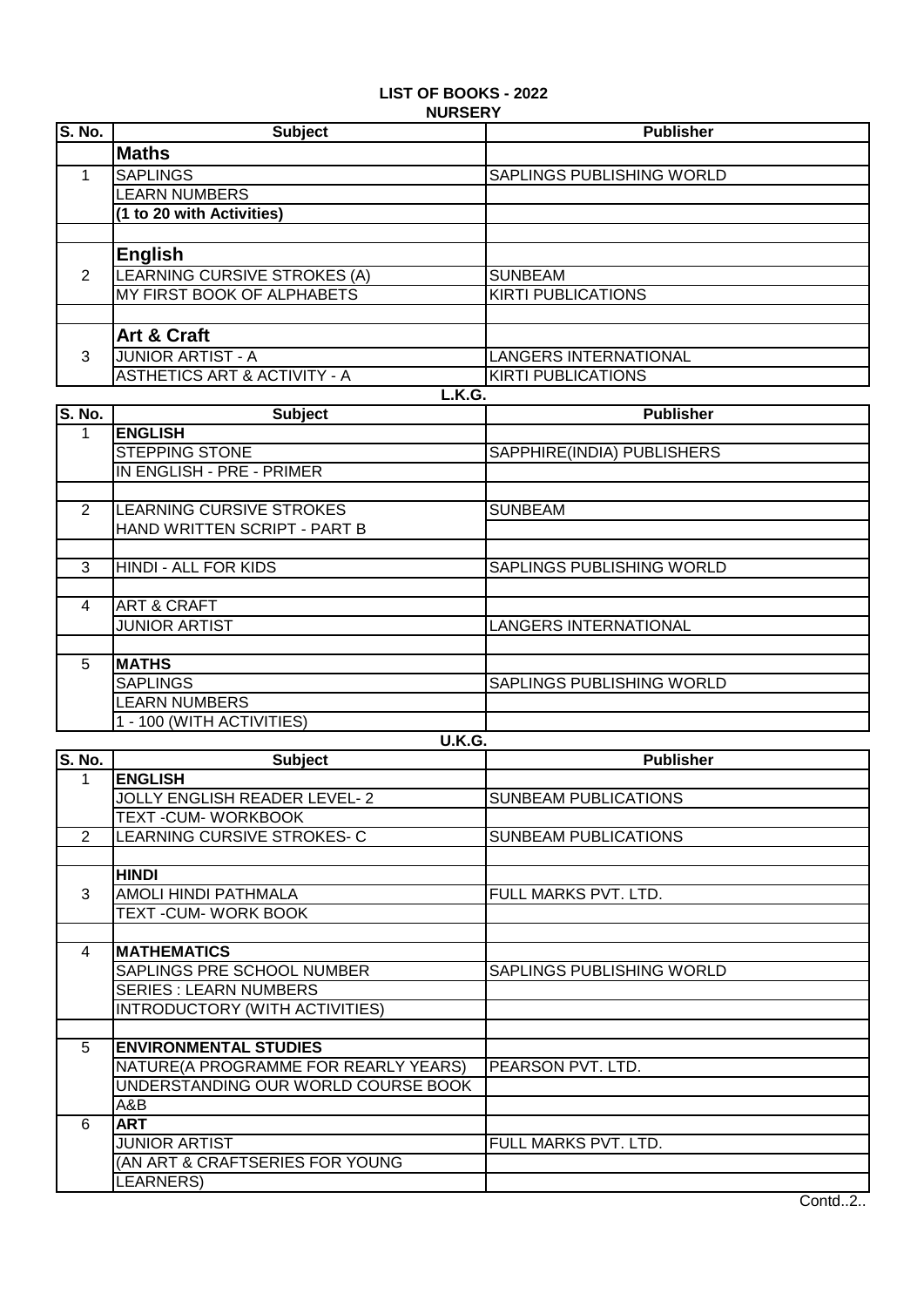# LIST OF BOOKS - 2022

## NURSERY

| S. No. | Subject | Publisher |
|---|---|---|
| | **Maths** | |
| 1 | SAPLINGS | SAPLINGS PUBLISHING WORLD |
| | LEARN NUMBERS | |
| | **(1 to 20 with Activities)** | |
| | | |
| | **English** | |
| 2 | LEARNING CURSIVE STROKES (A) | SUNBEAM |
| | MY FIRST BOOK OF ALPHABETS | KIRTI PUBLICATIONS |
| | | |
| | **Art & Craft** | |
| 3 | JUNIOR ARTIST - A | LANGERS INTERNATIONAL |
| | ASTHETICS ART & ACTIVITY - A | KIRTI PUBLICATIONS |

## L.K.G.

| S. No. | Subject | Publisher |
|---|---|---|
| 1 | **ENGLISH** | |
| | STEPPING STONE | SAPPHIRE(INDIA) PUBLISHERS |
| | IN ENGLISH - PRE - PRIMER | |
| | | |
| 2 | LEARNING CURSIVE STROKES | SUNBEAM |
| | HAND WRITTEN SCRIPT - PART B | |
| | | |
| 3 | HINDI - ALL FOR KIDS | SAPLINGS PUBLISHING WORLD |
| | | |
| 4 | ART & CRAFT | |
| | JUNIOR ARTIST | LANGERS INTERNATIONAL |
| | | |
| 5 | **MATHS** | |
| | SAPLINGS | SAPLINGS PUBLISHING WORLD |
| | LEARN NUMBERS | |
| | 1 - 100 (WITH ACTIVITIES) | |

## U.K.G.

| S. No. | Subject | Publisher |
|---|---|---|
| 1 | **ENGLISH** | |
| | JOLLY ENGLISH READER LEVEL- 2 | SUNBEAM PUBLICATIONS |
| | TEXT -CUM- WORKBOOK | |
| 2 | LEARNING CURSIVE STROKES- C | SUNBEAM PUBLICATIONS |
| | | |
| | **HINDI** | |
| 3 | AMOLI HINDI PATHMALA | FULL MARKS PVT. LTD. |
| | TEXT -CUM- WORK BOOK | |
| | | |
| 4 | **MATHEMATICS** | |
| | SAPLINGS PRE SCHOOL NUMBER | SAPLINGS PUBLISHING WORLD |
| | SERIES : LEARN NUMBERS | |
| | INTRODUCTORY (WITH ACTIVITIES) | |
| | | |
| 5 | **ENVIRONMENTAL STUDIES** | |
| | NATURE(A PROGRAMME FOR REARLY YEARS) | PEARSON PVT. LTD. |
| | UNDERSTANDING OUR WORLD COURSE BOOK | |
| | A&B | |
| 6 | **ART** | |
| | JUNIOR ARTIST | FULL MARKS PVT. LTD. |
| | (AN ART & CRAFTSERIES FOR YOUNG | |
| | LEARNERS) | |

Contd..2..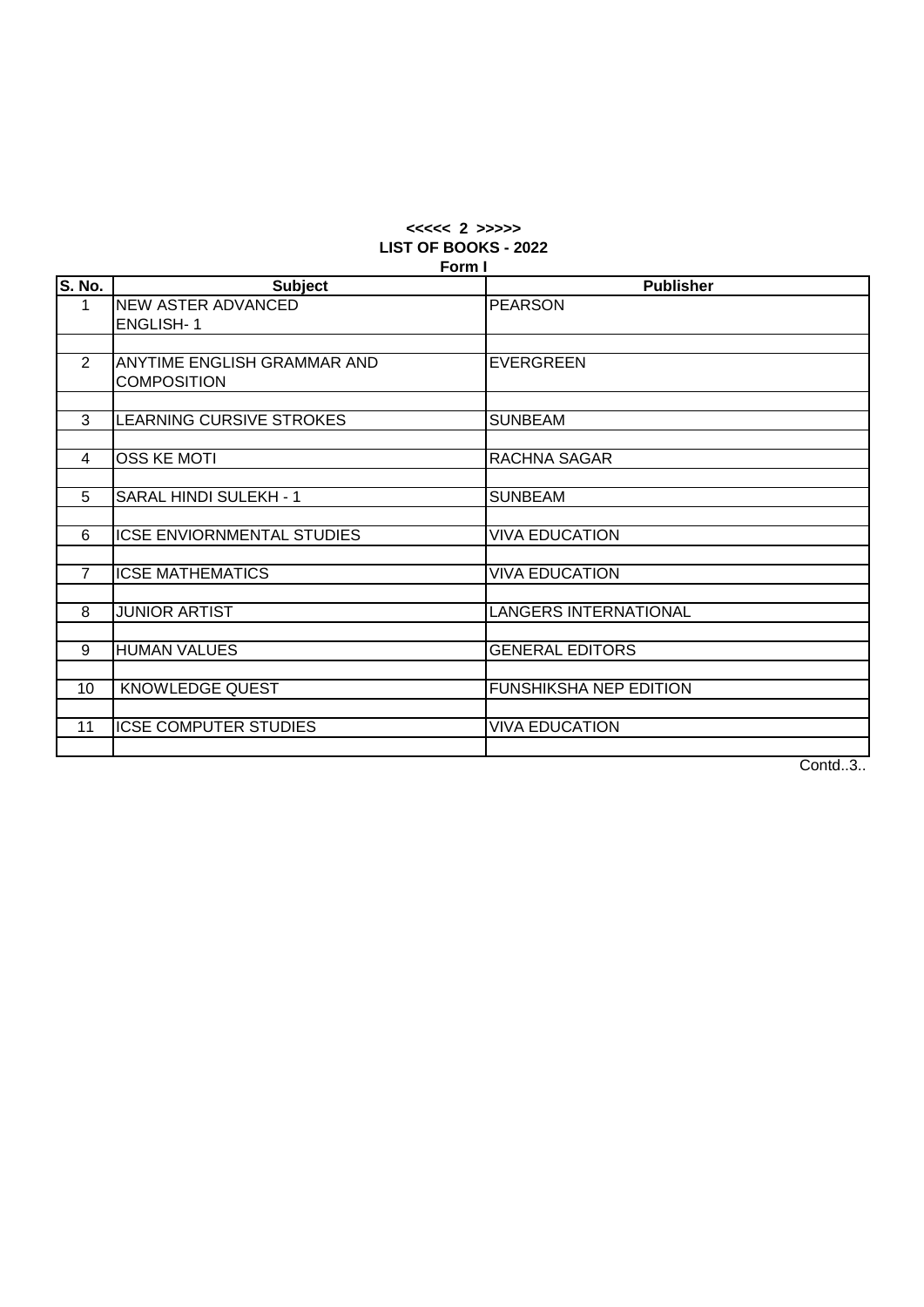**LIST OF BOOKS - 2022**

**Form I**

| S. No. | Subject | Publisher |
|---|---|---|
| 1 | NEW ASTER ADVANCED ENGLISH- 1 | PEARSON |
| 2 | ANYTIME ENGLISH GRAMMAR AND COMPOSITION | EVERGREEN |
| 3 | LEARNING CURSIVE STROKES | SUNBEAM |
| 4 | OSS KE MOTI | RACHNA SAGAR |
| 5 | SARAL HINDI SULEKH - 1 | SUNBEAM |
| 6 | ICSE ENVIORNMENTAL STUDIES | VIVA EDUCATION |
| 7 | ICSE MATHEMATICS | VIVA EDUCATION |
| 8 | JUNIOR ARTIST | LANGERS INTERNATIONAL |
| 9 | HUMAN VALUES | GENERAL EDITORS |
| 10 | KNOWLEDGE QUEST | FUNSHIKSHA NEP EDITION |
| 11 | ICSE COMPUTER STUDIES | VIVA EDUCATION |

Contd..3..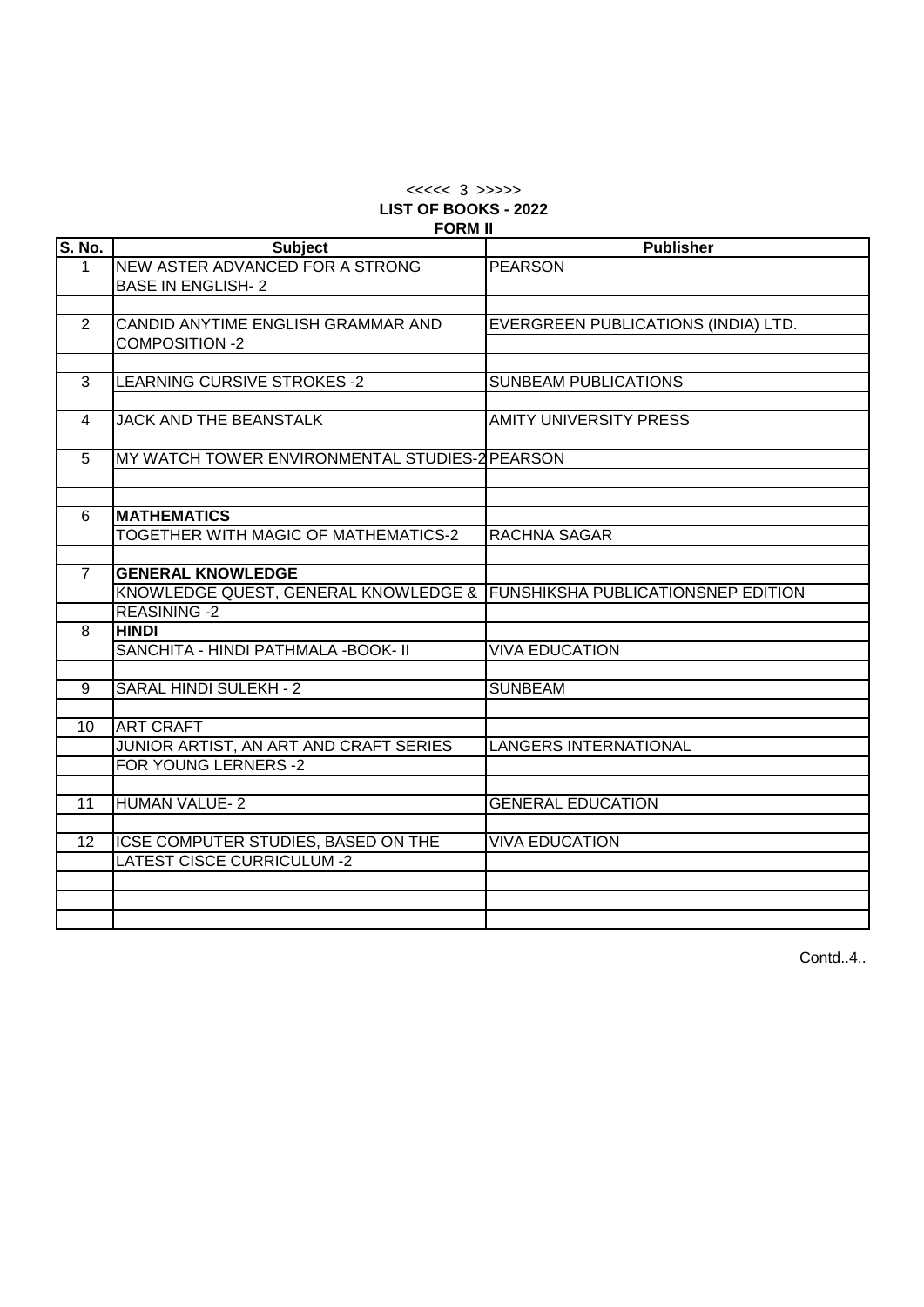<<<<< 3 >>>>>

**LIST OF BOOKS - 2022**

**FORM II**

| S. No. | Subject | Publisher |
|---|---|---|
| 1 | NEW ASTER ADVANCED FOR A STRONG BASE IN ENGLISH- 2 | PEARSON |
| | | |
| 2 | CANDID ANYTIME ENGLISH GRAMMAR AND COMPOSITION -2 | EVERGREEN PUBLICATIONS (INDIA) LTD. |
| | | |
| 3 | LEARNING CURSIVE STROKES -2 | SUNBEAM PUBLICATIONS |
| | | |
| 4 | JACK AND THE BEANSTALK | AMITY UNIVERSITY PRESS |
| | | |
| 5 | MY WATCH TOWER ENVIRONMENTAL STUDIES-2 | PEARSON |
| | | |
| | | |
| 6 | **MATHEMATICS** | |
| | TOGETHER WITH MAGIC OF MATHEMATICS-2 | RACHNA SAGAR |
| | | |
| 7 | **GENERAL KNOWLEDGE** | |
| | KNOWLEDGE QUEST, GENERAL KNOWLEDGE & REASINING -2 | FUNSHIKSHA PUBLICATIONSNEP EDITION |
| 8 | **HINDI** | |
| | SANCHITA - HINDI PATHMALA -BOOK- II | VIVA EDUCATION |
| | | |
| 9 | SARAL HINDI SULEKH - 2 | SUNBEAM |
| | | |
| 10 | ART CRAFT | |
| | JUNIOR ARTIST, AN ART AND CRAFT SERIES FOR YOUNG LERNERS -2 | LANGERS INTERNATIONAL |
| | | |
| 11 | HUMAN VALUE- 2 | GENERAL EDUCATION |
| | | |
| 12 | ICSE COMPUTER STUDIES, BASED ON THE LATEST CISCE CURRICULUM -2 | VIVA EDUCATION |
| | | |
| | | |
| | | |

Contd..4..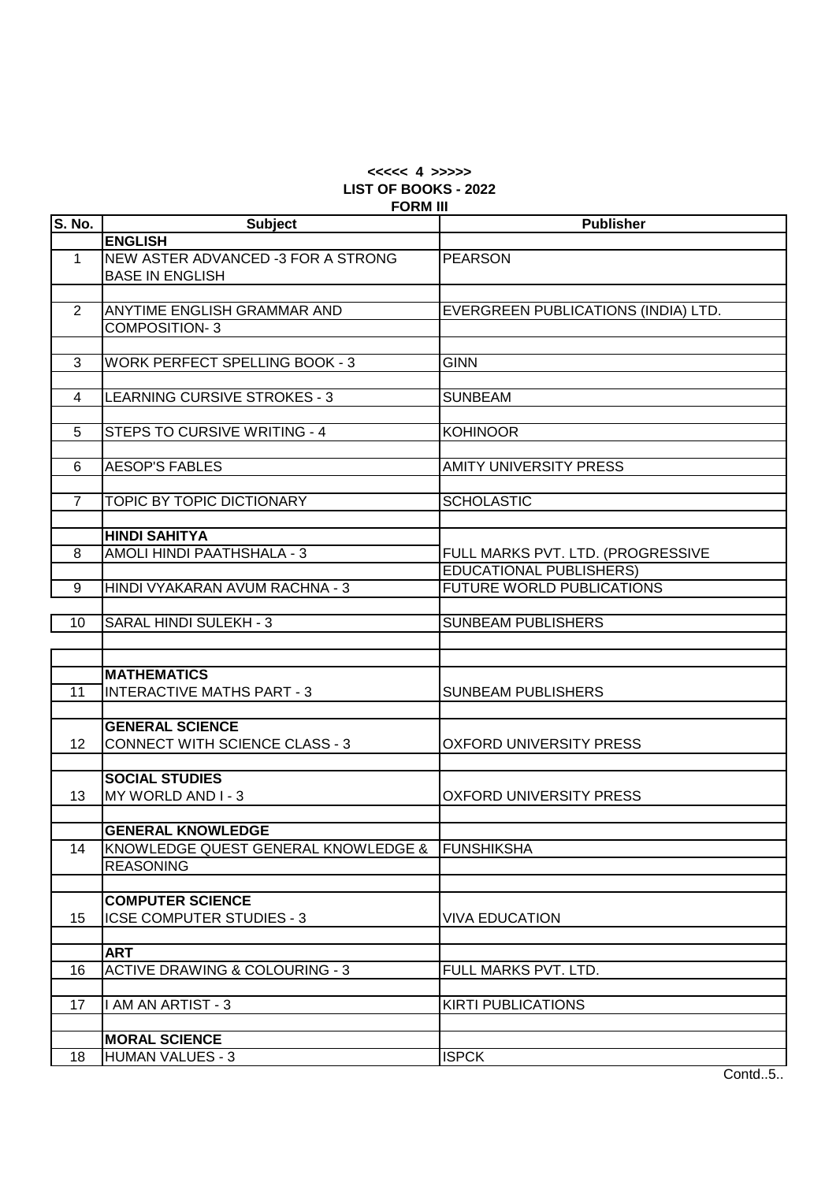**<<<<< 4 >>>>>**

**LIST OF BOOKS - 2022**

**FORM III**

| S. No. | Subject | Publisher |
|---|---|---|
| | **ENGLISH** | |
| 1 | NEW ASTER ADVANCED -3 FOR A STRONG BASE IN ENGLISH | PEARSON |
| 2 | ANYTIME ENGLISH GRAMMAR AND COMPOSITION- 3 | EVERGREEN PUBLICATIONS (INDIA) LTD. |
| 3 | WORK PERFECT SPELLING BOOK - 3 | GINN |
| 4 | LEARNING CURSIVE STROKES - 3 | SUNBEAM |
| 5 | STEPS TO CURSIVE WRITING - 4 | KOHINOOR |
| 6 | AESOP'S FABLES | AMITY UNIVERSITY PRESS |
| 7 | TOPIC BY TOPIC DICTIONARY | SCHOLASTIC |
| | **HINDI SAHITYA** | |
| 8 | AMOLI HINDI PAATHSHALA - 3 | FULL MARKS PVT. LTD. (PROGRESSIVE EDUCATIONAL PUBLISHERS) |
| 9 | HINDI VYAKARAN AVUM RACHNA - 3 | FUTURE WORLD PUBLICATIONS |
| 10 | SARAL HINDI SULEKH - 3 | SUNBEAM PUBLISHERS |
| | **MATHEMATICS** | |
| 11 | INTERACTIVE MATHS PART - 3 | SUNBEAM PUBLISHERS |
| | **GENERAL SCIENCE** | |
| 12 | CONNECT WITH SCIENCE CLASS - 3 | OXFORD UNIVERSITY PRESS |
| | **SOCIAL STUDIES** | |
| 13 | MY WORLD AND I - 3 | OXFORD UNIVERSITY PRESS |
| | **GENERAL KNOWLEDGE** | |
| 14 | KNOWLEDGE QUEST GENERAL KNOWLEDGE & REASONING | FUNSHIKSHA |
| | **COMPUTER SCIENCE** | |
| 15 | ICSE COMPUTER STUDIES - 3 | VIVA EDUCATION |
| | **ART** | |
| 16 | ACTIVE DRAWING & COLOURING - 3 | FULL MARKS PVT. LTD. |
| 17 | I AM AN ARTIST - 3 | KIRTI PUBLICATIONS |
| | **MORAL SCIENCE** | |
| 18 | HUMAN VALUES - 3 | ISPCK |

Contd..5..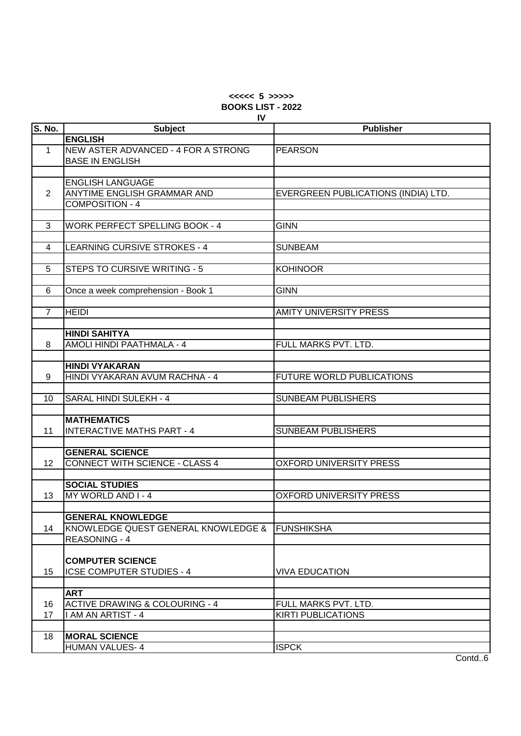**<<<<< 5 >>>>>**

**BOOKS LIST - 2022**

**IV**

| S. No. | Subject | Publisher |
|---|---|---|
| | **ENGLISH** | |
| 1 | NEW ASTER ADVANCED - 4 FOR A STRONG BASE IN ENGLISH | PEARSON |
| | | |
| | ENGLISH LANGUAGE | |
| 2 | ANYTIME ENGLISH GRAMMAR AND COMPOSITION - 4 | EVERGREEN PUBLICATIONS (INDIA) LTD. |
| | | |
| 3 | WORK PERFECT SPELLING BOOK - 4 | GINN |
| | | |
| 4 | LEARNING CURSIVE STROKES - 4 | SUNBEAM |
| | | |
| 5 | STEPS TO CURSIVE WRITING - 5 | KOHINOOR |
| | | |
| 6 | Once a week comprehension - Book 1 | GINN |
| | | |
| 7 | HEIDI | AMITY UNIVERSITY PRESS |
| | | |
| | **HINDI SAHITYA** | |
| 8 | AMOLI HINDI PAATHMALA - 4 | FULL MARKS PVT. LTD. |
| | | |
| | **HINDI VYAKARAN** | |
| 9 | HINDI VYAKARAN AVUM RACHNA - 4 | FUTURE WORLD PUBLICATIONS |
| | | |
| 10 | SARAL HINDI SULEKH - 4 | SUNBEAM PUBLISHERS |
| | | |
| | **MATHEMATICS** | |
| 11 | INTERACTIVE MATHS PART - 4 | SUNBEAM PUBLISHERS |
| | | |
| | **GENERAL SCIENCE** | |
| 12 | CONNECT WITH SCIENCE - CLASS 4 | OXFORD UNIVERSITY PRESS |
| | | |
| | **SOCIAL STUDIES** | |
| 13 | MY WORLD AND I - 4 | OXFORD UNIVERSITY PRESS |
| | | |
| | **GENERAL KNOWLEDGE** | |
| 14 | KNOWLEDGE QUEST GENERAL KNOWLEDGE & REASONING - 4 | FUNSHIKSHA |
| | | |
| | **COMPUTER SCIENCE** | |
| 15 | ICSE COMPUTER STUDIES - 4 | VIVA EDUCATION |
| | | |
| | **ART** | |
| 16 | ACTIVE DRAWING & COLOURING - 4 | FULL MARKS PVT. LTD. |
| 17 | I AM AN ARTIST - 4 | KIRTI PUBLICATIONS |
| | | |
| 18 | **MORAL SCIENCE** | |
| | HUMAN VALUES- 4 | ISPCK |

Contd..6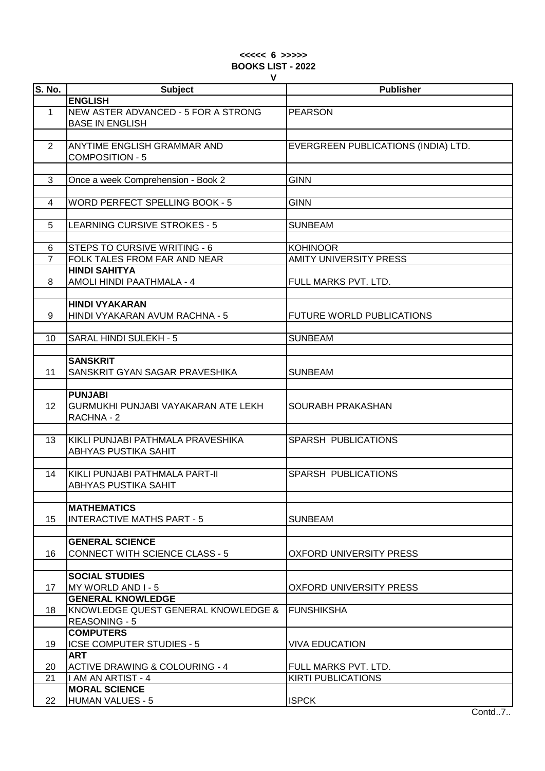<<<<< 6 >>>>>

**BOOKS LIST - 2022**

**V**

| S. No. | Subject | Publisher |
|---|---|---|
| | **ENGLISH** | |
| 1 | NEW ASTER ADVANCED - 5 FOR A STRONG BASE IN ENGLISH | PEARSON |
| 2 | ANYTIME ENGLISH GRAMMAR AND COMPOSITION - 5 | EVERGREEN PUBLICATIONS (INDIA) LTD. |
| 3 | Once a week Comprehension - Book 2 | GINN |
| 4 | WORD PERFECT SPELLING BOOK - 5 | GINN |
| 5 | LEARNING CURSIVE STROKES - 5 | SUNBEAM |
| 6 | STEPS TO CURSIVE WRITING - 6 | KOHINOOR |
| 7 | FOLK TALES FROM FAR AND NEAR | AMITY UNIVERSITY PRESS |
| | **HINDI SAHITYA** | |
| 8 | AMOLI HINDI PAATHMALA - 4 | FULL MARKS PVT. LTD. |
| | **HINDI VYAKARAN** | |
| 9 | HINDI VYAKARAN AVUM RACHNA - 5 | FUTURE WORLD PUBLICATIONS |
| 10 | SARAL HINDI SULEKH - 5 | SUNBEAM |
| | **SANSKRIT** | |
| 11 | SANSKRIT GYAN SAGAR PRAVESHIKA | SUNBEAM |
| | **PUNJABI** | |
| 12 | GURMUKHI PUNJABI VAYAKARAN ATE LEKH RACHNA - 2 | SOURABH PRAKASHAN |
| 13 | KIKLI PUNJABI PATHMALA PRAVESHIKA ABHYAS PUSTIKA SAHIT | SPARSH PUBLICATIONS |
| 14 | KIKLI PUNJABI PATHMALA PART-II ABHYAS PUSTIKA SAHIT | SPARSH PUBLICATIONS |
| | **MATHEMATICS** | |
| 15 | INTERACTIVE MATHS PART - 5 | SUNBEAM |
| | **GENERAL SCIENCE** | |
| 16 | CONNECT WITH SCIENCE CLASS - 5 | OXFORD UNIVERSITY PRESS |
| | **SOCIAL STUDIES** | |
| 17 | MY WORLD AND I - 5 | OXFORD UNIVERSITY PRESS |
| | **GENERAL KNOWLEDGE** | |
| 18 | KNOWLEDGE QUEST GENERAL KNOWLEDGE & REASONING - 5 | FUNSHIKSHA |
| | **COMPUTERS** | |
| 19 | ICSE COMPUTER STUDIES - 5 | VIVA EDUCATION |
| | **ART** | |
| 20 | ACTIVE DRAWING & COLOURING - 4 | FULL MARKS PVT. LTD. |
| 21 | I AM AN ARTIST - 4 | KIRTI PUBLICATIONS |
| | **MORAL SCIENCE** | |
| 22 | HUMAN VALUES - 5 | ISPCK |

Contd..7..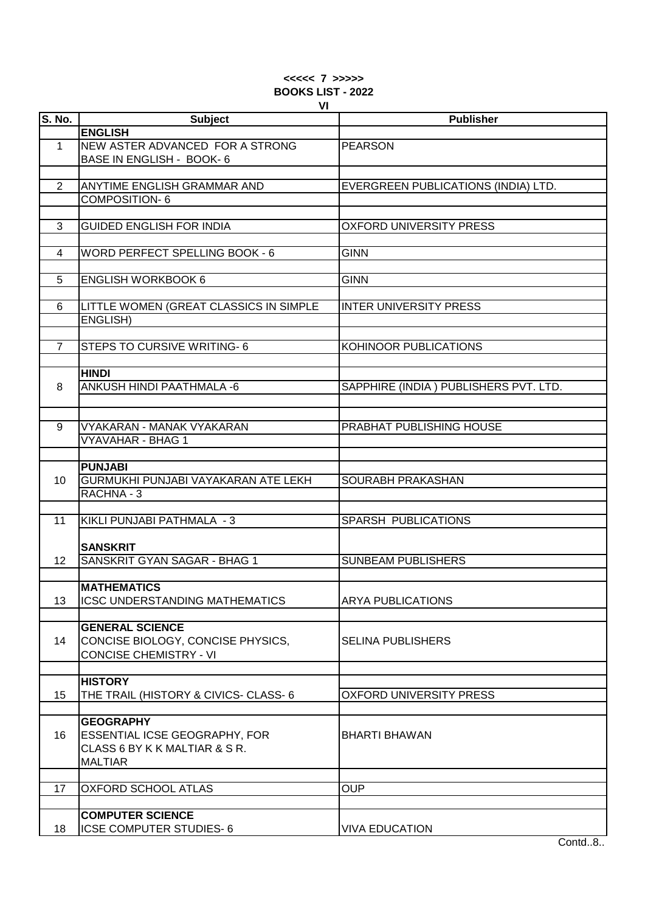**<<<<< 7 >>>>>**

**BOOKS LIST - 2022**

**VI**

| S. No. | Subject | Publisher |
|---|---|---|
| | **ENGLISH** | |
| 1 | NEW ASTER ADVANCED FOR A STRONG BASE IN ENGLISH - BOOK- 6 | PEARSON |
| 2 | ANYTIME ENGLISH GRAMMAR AND COMPOSITION- 6 | EVERGREEN PUBLICATIONS (INDIA) LTD. |
| 3 | GUIDED ENGLISH FOR INDIA | OXFORD UNIVERSITY PRESS |
| 4 | WORD PERFECT SPELLING BOOK - 6 | GINN |
| 5 | ENGLISH WORKBOOK 6 | GINN |
| 6 | LITTLE WOMEN (GREAT CLASSICS IN SIMPLE ENGLISH) | INTER UNIVERSITY PRESS |
| 7 | STEPS TO CURSIVE WRITING- 6 | KOHINOOR PUBLICATIONS |
| | **HINDI** | |
| 8 | ANKUSH HINDI PAATHMALA -6 | SAPPHIRE (INDIA ) PUBLISHERS PVT. LTD. |
| 9 | VYAKARAN - MANAK VYAKARAN VYAVAHAR - BHAG 1 | PRABHAT PUBLISHING HOUSE |
| | **PUNJABI** | |
| 10 | GURMUKHI PUNJABI VAYAKARAN ATE LEKH RACHNA - 3 | SOURABH PRAKASHAN |
| 11 | KIKLI PUNJABI PATHMALA - 3 | SPARSH PUBLICATIONS |
| | **SANSKRIT** | |
| 12 | SANSKRIT GYAN SAGAR - BHAG 1 | SUNBEAM PUBLISHERS |
| | **MATHEMATICS** | |
| 13 | ICSC UNDERSTANDING MATHEMATICS | ARYA PUBLICATIONS |
| | **GENERAL SCIENCE** | |
| 14 | CONCISE BIOLOGY, CONCISE PHYSICS, CONCISE CHEMISTRY - VI | SELINA PUBLISHERS |
| | **HISTORY** | |
| 15 | THE TRAIL (HISTORY & CIVICS- CLASS- 6 | OXFORD UNIVERSITY PRESS |
| | **GEOGRAPHY** | |
| 16 | ESSENTIAL ICSE GEOGRAPHY, FOR CLASS 6 BY K K MALTIAR & S R. MALTIAR | BHARTI BHAWAN |
| 17 | OXFORD SCHOOL ATLAS | OUP |
| | **COMPUTER SCIENCE** | |
| 18 | ICSE COMPUTER STUDIES- 6 | VIVA EDUCATION |

Contd..8..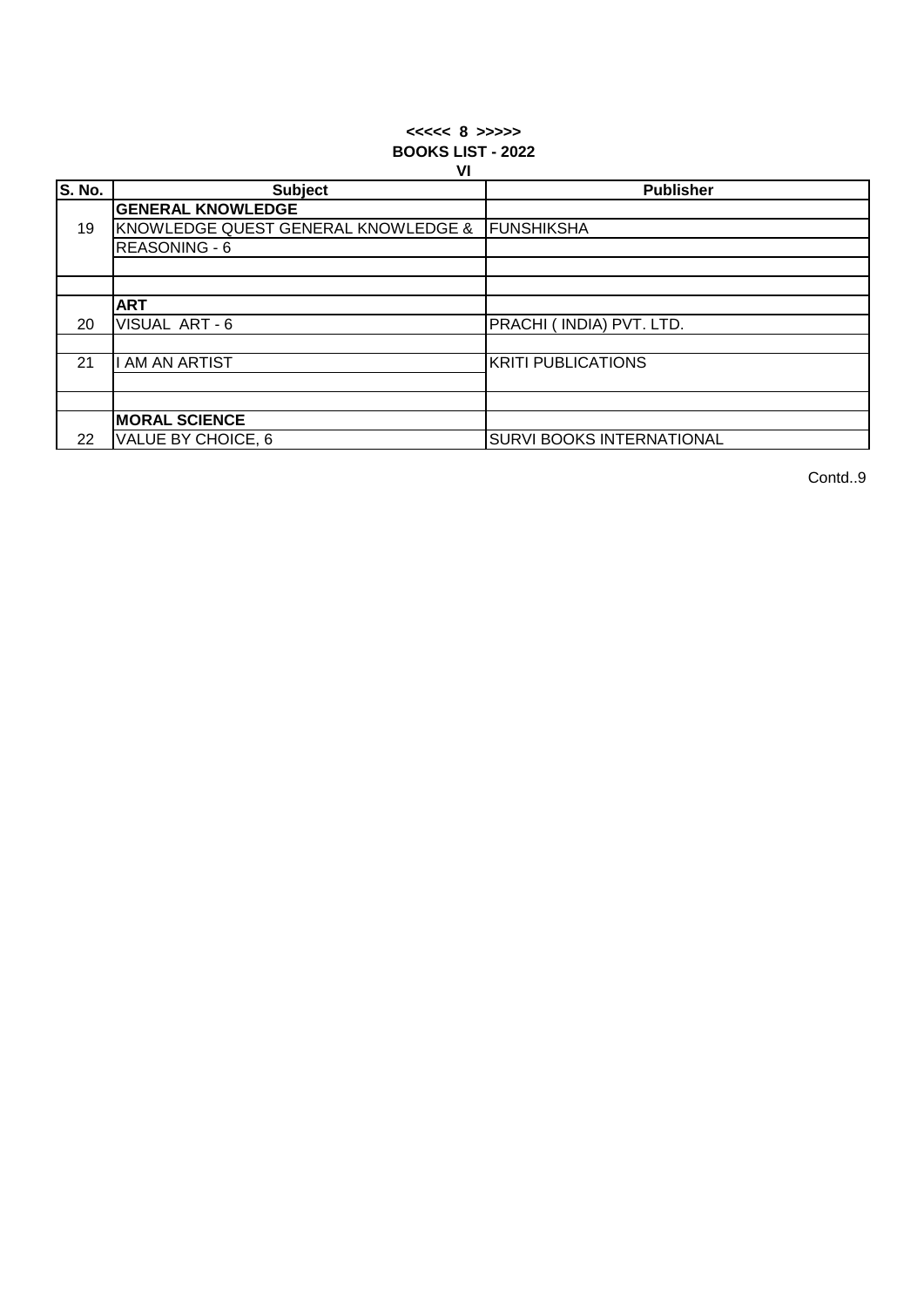**<<<<< 8 >>>>>**

**BOOKS LIST - 2022**

**VI**

| S. No. | Subject | Publisher |
|---|---|---|
| | **GENERAL KNOWLEDGE** | |
| 19 | KNOWLEDGE QUEST GENERAL KNOWLEDGE & | FUNSHIKSHA |
| | REASONING - 6 | |
| | | |
| | | |
| | **ART** | |
| 20 | VISUAL ART - 6 | PRACHI ( INDIA) PVT. LTD. |
| | | |
| 21 | I AM AN ARTIST | KRITI PUBLICATIONS |
| | | |
| | | |
| | **MORAL SCIENCE** | |
| 22 | VALUE BY CHOICE, 6 | SURVI BOOKS INTERNATIONAL |

Contd..9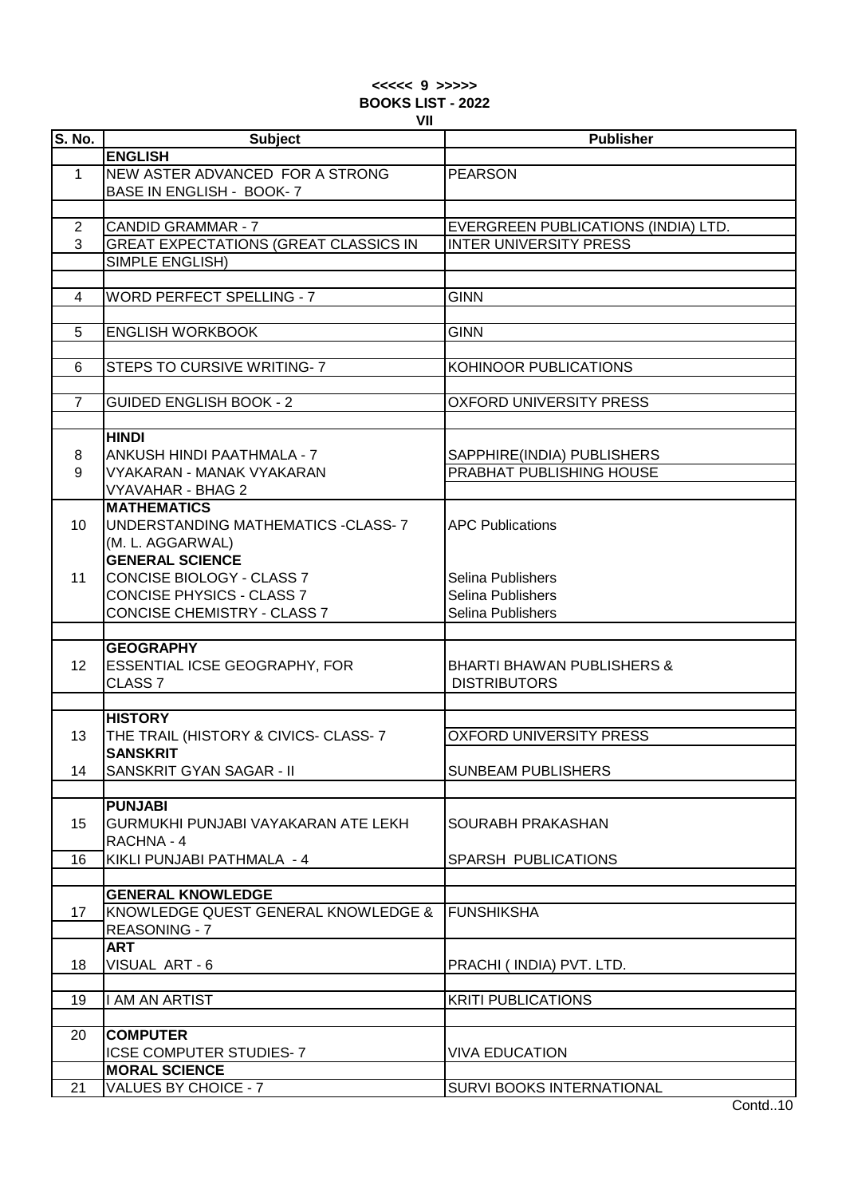<<<<< 9 >>>>>

**BOOKS LIST - 2022**

**VII**

| S. No. | Subject | Publisher |
|---|---|---|
| | **ENGLISH** | |
| 1 | NEW ASTER ADVANCED FOR A STRONG BASE IN ENGLISH - BOOK- 7 | PEARSON |
| 2 | CANDID GRAMMAR - 7 | EVERGREEN PUBLICATIONS (INDIA) LTD. |
| 3 | GREAT EXPECTATIONS (GREAT CLASSICS IN SIMPLE ENGLISH) | INTER UNIVERSITY PRESS |
| 4 | WORD PERFECT SPELLING - 7 | GINN |
| 5 | ENGLISH WORKBOOK | GINN |
| 6 | STEPS TO CURSIVE WRITING- 7 | KOHINOOR PUBLICATIONS |
| 7 | GUIDED ENGLISH BOOK - 2 | OXFORD UNIVERSITY PRESS |
| | **HINDI** | |
| 8 | ANKUSH HINDI PAATHMALA - 7 | SAPPHIRE(INDIA) PUBLISHERS |
| 9 | VYAKARAN - MANAK VYAKARAN VYAVAHAR - BHAG 2 | PRABHAT PUBLISHING HOUSE |
| | **MATHEMATICS** | |
| 10 | UNDERSTANDING MATHEMATICS -CLASS- 7 (M. L. AGGARWAL) | APC Publications |
| | **GENERAL SCIENCE** | |
| 11 | CONCISE BIOLOGY - CLASS 7 | Selina Publishers |
| | CONCISE PHYSICS - CLASS 7 | Selina Publishers |
| | CONCISE CHEMISTRY - CLASS 7 | Selina Publishers |
| | **GEOGRAPHY** | |
| 12 | ESSENTIAL ICSE GEOGRAPHY, FOR CLASS 7 | BHARTI BHAWAN PUBLISHERS & DISTRIBUTORS |
| | **HISTORY** | |
| 13 | THE TRAIL (HISTORY & CIVICS- CLASS- 7 | OXFORD UNIVERSITY PRESS |
| | **SANSKRIT** | |
| 14 | SANSKRIT GYAN SAGAR - II | SUNBEAM PUBLISHERS |
| | **PUNJABI** | |
| 15 | GURMUKHI PUNJABI VAYAKARAN ATE LEKH RACHNA - 4 | SOURABH PRAKASHAN |
| 16 | KIKLI PUNJABI PATHMALA - 4 | SPARSH PUBLICATIONS |
| | **GENERAL KNOWLEDGE** | |
| 17 | KNOWLEDGE QUEST GENERAL KNOWLEDGE & REASONING - 7 | FUNSHIKSHA |
| | **ART** | |
| 18 | VISUAL ART - 6 | PRACHI ( INDIA) PVT. LTD. |
| 19 | I AM AN ARTIST | KRITI PUBLICATIONS |
| 20 | **COMPUTER** | |
| | ICSE COMPUTER STUDIES- 7 | VIVA EDUCATION |
| | **MORAL SCIENCE** | |
| 21 | VALUES BY CHOICE - 7 | SURVI BOOKS INTERNATIONAL |

Contd..10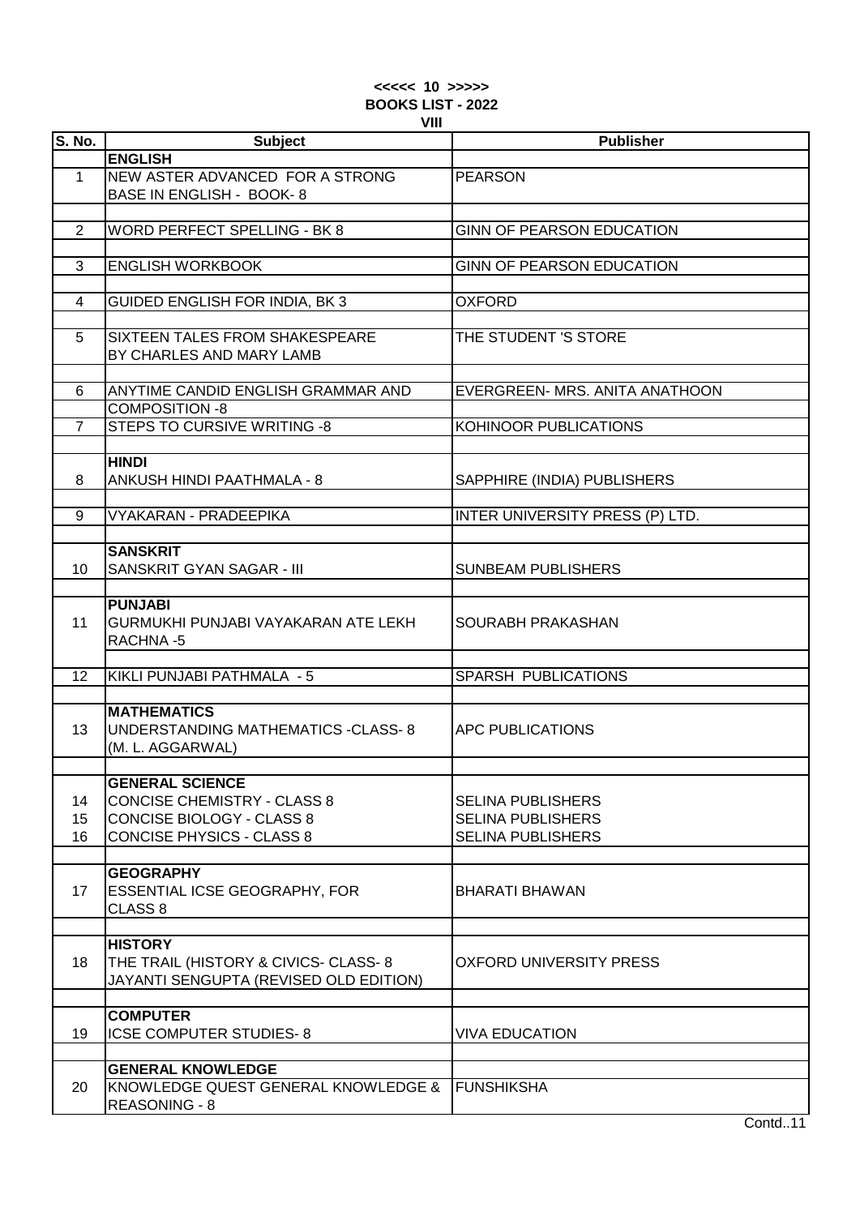**<<<<< 10 >>>>>**

**BOOKS LIST - 2022**

**VIII**

| S. No. | Subject | Publisher |
|---|---|---|
| | **ENGLISH** | |
| 1 | NEW ASTER ADVANCED FOR A STRONG BASE IN ENGLISH - BOOK- 8 | PEARSON |
| 2 | WORD PERFECT SPELLING - BK 8 | GINN OF PEARSON EDUCATION |
| 3 | ENGLISH WORKBOOK | GINN OF PEARSON EDUCATION |
| 4 | GUIDED ENGLISH FOR INDIA, BK 3 | OXFORD |
| 5 | SIXTEEN TALES FROM SHAKESPEARE BY CHARLES AND MARY LAMB | THE STUDENT 'S STORE |
| 6 | ANYTIME CANDID ENGLISH GRAMMAR AND COMPOSITION -8 | EVERGREEN- MRS. ANITA ANATHOON |
| 7 | STEPS TO CURSIVE WRITING -8 | KOHINOOR PUBLICATIONS |
| | **HINDI** | |
| 8 | ANKUSH HINDI PAATHMALA - 8 | SAPPHIRE (INDIA) PUBLISHERS |
| 9 | VYAKARAN - PRADEEPIKA | INTER UNIVERSITY PRESS (P) LTD. |
| | **SANSKRIT** | |
| 10 | SANSKRIT GYAN SAGAR - III | SUNBEAM PUBLISHERS |
| | **PUNJABI** | |
| 11 | GURMUKHI PUNJABI VAYAKARAN ATE LEKH RACHNA -5 | SOURABH PRAKASHAN |
| 12 | KIKLI PUNJABI PATHMALA - 5 | SPARSH PUBLICATIONS |
| | **MATHEMATICS** | |
| 13 | UNDERSTANDING MATHEMATICS -CLASS- 8 (M. L. AGGARWAL) | APC PUBLICATIONS |
| | **GENERAL SCIENCE** | |
| 14 | CONCISE CHEMISTRY - CLASS 8 | SELINA PUBLISHERS |
| 15 | CONCISE BIOLOGY - CLASS 8 | SELINA PUBLISHERS |
| 16 | CONCISE PHYSICS - CLASS 8 | SELINA PUBLISHERS |
| | **GEOGRAPHY** | |
| 17 | ESSENTIAL ICSE GEOGRAPHY, FOR CLASS 8 | BHARATI BHAWAN |
| | **HISTORY** | |
| 18 | THE TRAIL (HISTORY & CIVICS- CLASS- 8 JAYANTI SENGUPTA (REVISED OLD EDITION) | OXFORD UNIVERSITY PRESS |
| | **COMPUTER** | |
| 19 | ICSE COMPUTER STUDIES- 8 | VIVA EDUCATION |
| | **GENERAL KNOWLEDGE** | |
| 20 | KNOWLEDGE QUEST GENERAL KNOWLEDGE & REASONING - 8 | FUNSHIKSHA |

Contd..11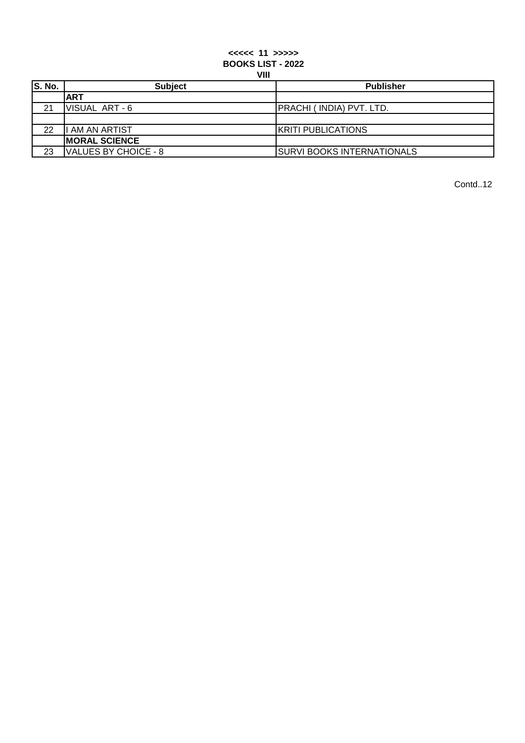**BOOKS LIST - 2022**

**VIII**

| S. No. | Subject | Publisher |
|---|---|---|
| | **ART** | |
| 21 | VISUAL ART - 6 | PRACHI ( INDIA) PVT. LTD. |
| | | |
| 22 | I AM AN ARTIST | KRITI PUBLICATIONS |
| | **MORAL SCIENCE** | |
| 23 | VALUES BY CHOICE - 8 | SURVI BOOKS INTERNATIONALS |

Contd..12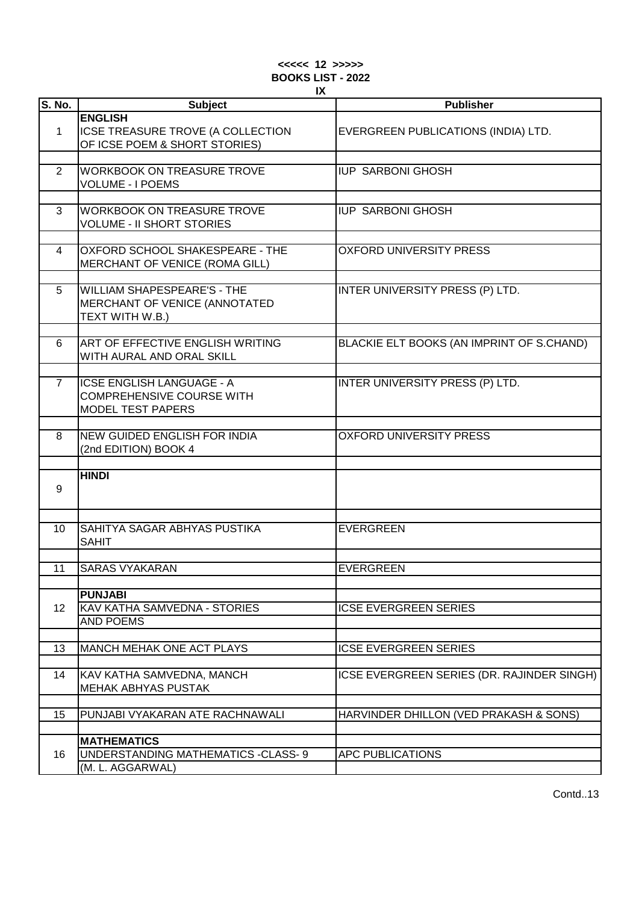**<<<<< 12 >>>>>**

**BOOKS LIST - 2022**

**IX**

| S. No. | Subject | Publisher |
|---|---|---|
| 1 | **ENGLISH**<br>ICSE TREASURE TROVE (A COLLECTION OF ICSE POEM & SHORT STORIES) | EVERGREEN PUBLICATIONS (INDIA) LTD. |
| 2 | WORKBOOK ON TREASURE TROVE VOLUME - I POEMS | IUP SARBONI GHOSH |
| 3 | WORKBOOK ON TREASURE TROVE VOLUME - II SHORT STORIES | IUP SARBONI GHOSH |
| 4 | OXFORD SCHOOL SHAKESPEARE - THE MERCHANT OF VENICE (ROMA GILL) | OXFORD UNIVERSITY PRESS |
| 5 | WILLIAM SHAPESPEARE'S - THE MERCHANT OF VENICE (ANNOTATED TEXT WITH W.B.) | INTER UNIVERSITY PRESS (P) LTD. |
| 6 | ART OF EFFECTIVE ENGLISH WRITING WITH AURAL AND ORAL SKILL | BLACKIE ELT BOOKS (AN IMPRINT OF S.CHAND) |
| 7 | ICSE ENGLISH LANGUAGE - A COMPREHENSIVE COURSE WITH MODEL TEST PAPERS | INTER UNIVERSITY PRESS (P) LTD. |
| 8 | NEW GUIDED ENGLISH FOR INDIA (2nd EDITION) BOOK 4 | OXFORD UNIVERSITY PRESS |
| 9 | **HINDI** | |
| 10 | SAHITYA SAGAR ABHYAS PUSTIKA SAHIT | EVERGREEN |
| 11 | SARAS VYAKARAN | EVERGREEN |
| 12 | **PUNJABI**<br>KAV KATHA SAMVEDNA - STORIES AND POEMS | ICSE EVERGREEN SERIES |
| 13 | MANCH MEHAK ONE ACT PLAYS | ICSE EVERGREEN SERIES |
| 14 | KAV KATHA SAMVEDNA, MANCH MEHAK ABHYAS PUSTAK | ICSE EVERGREEN SERIES (DR. RAJINDER SINGH) |
| 15 | PUNJABI VYAKARAN ATE RACHNAWALI | HARVINDER DHILLON (VED PRAKASH & SONS) |
| 16 | **MATHEMATICS**<br>UNDERSTANDING MATHEMATICS -CLASS- 9 (M. L. AGGARWAL) | APC PUBLICATIONS |

Contd..13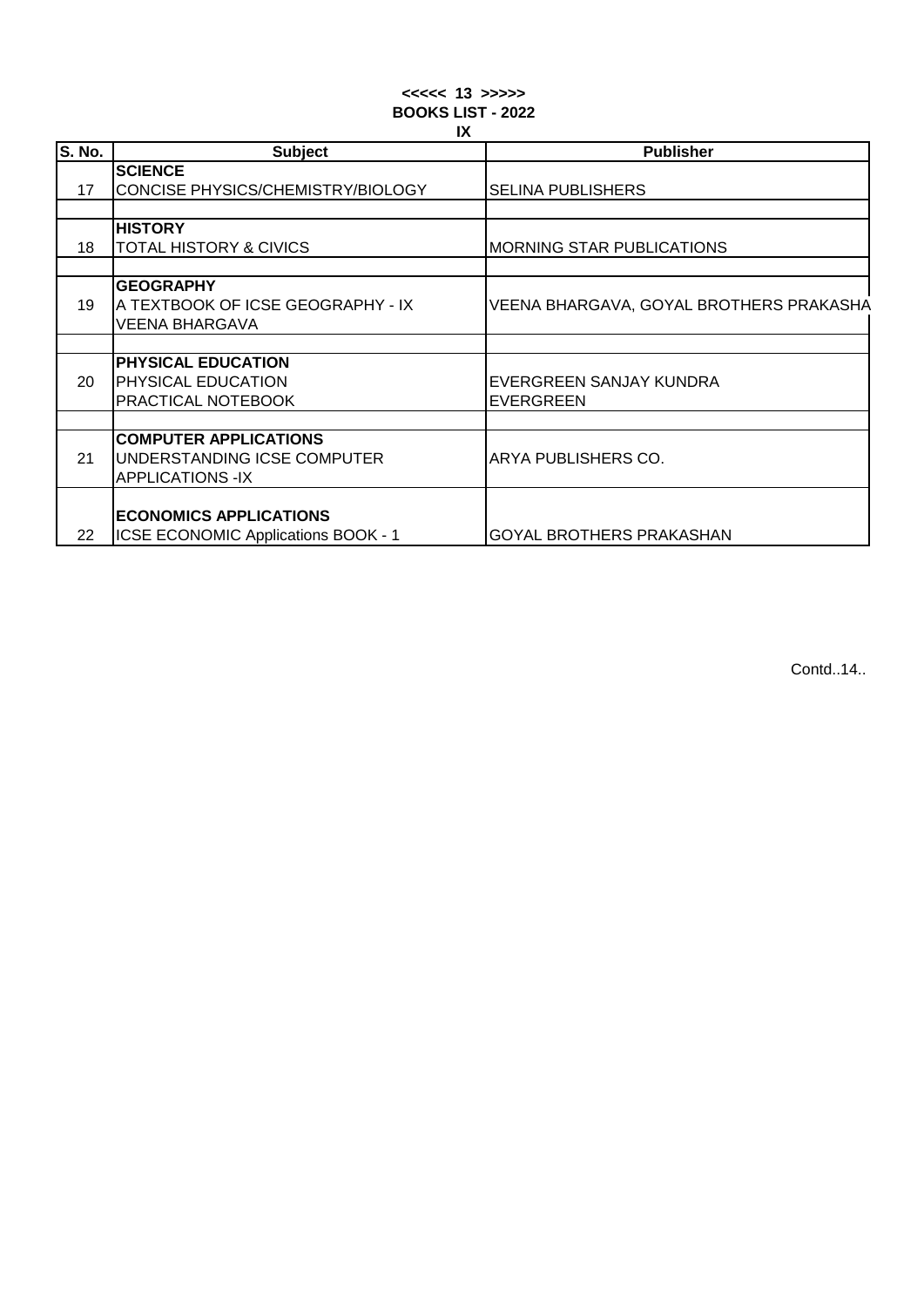<<<<< 13 >>>>>

**BOOKS LIST - 2022**

**IX**

| S. No. | Subject | Publisher |
|---|---|---|
| 17 | **SCIENCE**<br>CONCISE PHYSICS/CHEMISTRY/BIOLOGY | SELINA PUBLISHERS |
| | | |
| 18 | **HISTORY**<br>TOTAL HISTORY & CIVICS | MORNING STAR PUBLICATIONS |
| | | |
| 19 | **GEOGRAPHY**<br>A TEXTBOOK OF ICSE GEOGRAPHY - IX<br>VEENA BHARGAVA | VEENA BHARGAVA, GOYAL BROTHERS PRAKASHA |
| | | |
| 20 | **PHYSICAL EDUCATION**<br>PHYSICAL EDUCATION<br>PRACTICAL NOTEBOOK | EVERGREEN SANJAY KUNDRA<br>EVERGREEN |
| | | |
| 21 | **COMPUTER APPLICATIONS**<br>UNDERSTANDING ICSE COMPUTER<br>APPLICATIONS -IX | ARYA PUBLISHERS CO. |
| 22 | **ECONOMICS APPLICATIONS**<br>ICSE ECONOMIC Applications BOOK - 1 | GOYAL BROTHERS PRAKASHAN |

Contd..14..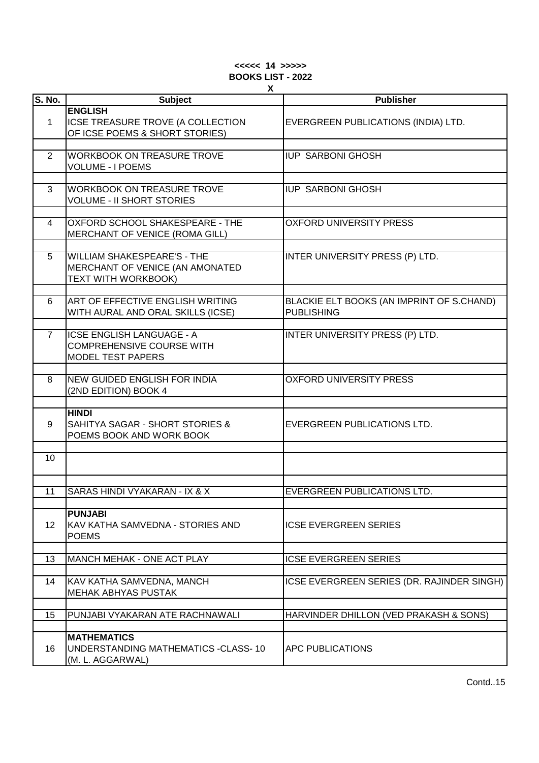**<<<<< 14 >>>>>**

**BOOKS LIST - 2022**

**X**

| S. No. | Subject | Publisher |
|---|---|---|
| 1 | **ENGLISH** ICSE TREASURE TROVE (A COLLECTION OF ICSE POEMS & SHORT STORIES) | EVERGREEN PUBLICATIONS (INDIA) LTD. |
| 2 | WORKBOOK ON TREASURE TROVE VOLUME - I POEMS | IUP SARBONI GHOSH |
| 3 | WORKBOOK ON TREASURE TROVE VOLUME - II SHORT STORIES | IUP SARBONI GHOSH |
| 4 | OXFORD SCHOOL SHAKESPEARE - THE MERCHANT OF VENICE (ROMA GILL) | OXFORD UNIVERSITY PRESS |
| 5 | WILLIAM SHAKESPEARE'S - THE MERCHANT OF VENICE (AN AMONATED TEXT WITH WORKBOOK) | INTER UNIVERSITY PRESS (P) LTD. |
| 6 | ART OF EFFECTIVE ENGLISH WRITING WITH AURAL AND ORAL SKILLS (ICSE) | BLACKIE ELT BOOKS (AN IMPRINT OF S.CHAND) PUBLISHING |
| 7 | ICSE ENGLISH LANGUAGE - A COMPREHENSIVE COURSE WITH MODEL TEST PAPERS | INTER UNIVERSITY PRESS (P) LTD. |
| 8 | NEW GUIDED ENGLISH FOR INDIA (2ND EDITION) BOOK 4 | OXFORD UNIVERSITY PRESS |
| 9 | **HINDI** SAHITYA SAGAR - SHORT STORIES & POEMS BOOK AND WORK BOOK | EVERGREEN PUBLICATIONS LTD. |
| 10 | | |
| 11 | SARAS HINDI VYAKARAN - IX & X | EVERGREEN PUBLICATIONS LTD. |
| 12 | **PUNJABI** KAV KATHA SAMVEDNA - STORIES AND POEMS | ICSE EVERGREEN SERIES |
| 13 | MANCH MEHAK - ONE ACT PLAY | ICSE EVERGREEN SERIES |
| 14 | KAV KATHA SAMVEDNA, MANCH MEHAK ABHYAS PUSTAK | ICSE EVERGREEN SERIES (DR. RAJINDER SINGH) |
| 15 | PUNJABI VYAKARAN ATE RACHNAWALI | HARVINDER DHILLON (VED PRAKASH & SONS) |
| 16 | **MATHEMATICS** UNDERSTANDING MATHEMATICS -CLASS- 10 (M. L. AGGARWAL) | APC PUBLICATIONS |

Contd..15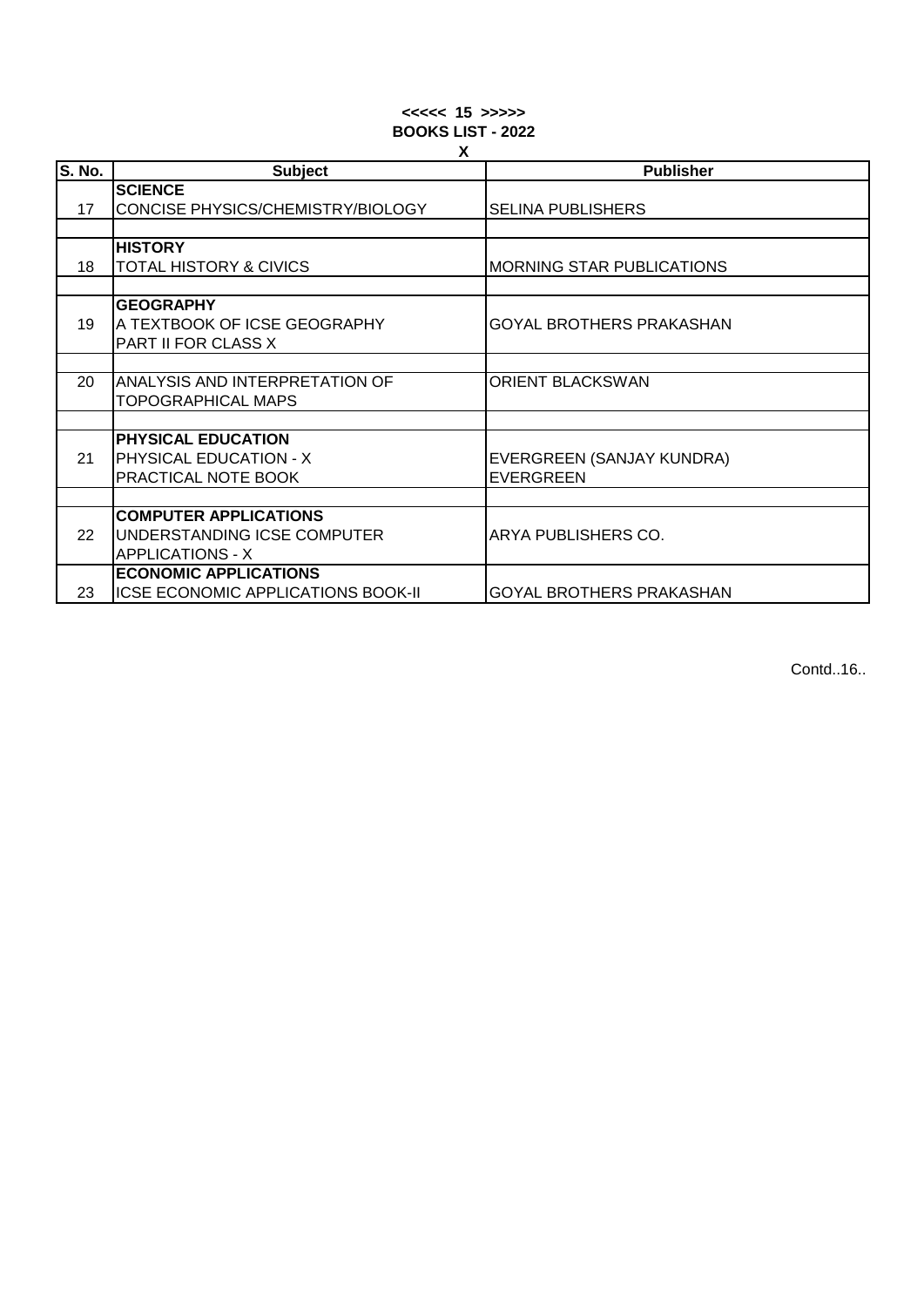**<<<<< 15 >>>>>**

**BOOKS LIST - 2022**

**X**

| S. No. | Subject | Publisher |
|---|---|---|
| 17 | **SCIENCE**<br>CONCISE PHYSICS/CHEMISTRY/BIOLOGY | SELINA PUBLISHERS |
| | | |
| 18 | **HISTORY**<br>TOTAL HISTORY & CIVICS | MORNING STAR PUBLICATIONS |
| | | |
| 19 | **GEOGRAPHY**<br>A TEXTBOOK OF ICSE GEOGRAPHY<br>PART II FOR CLASS X | GOYAL BROTHERS PRAKASHAN |
| | | |
| 20 | ANALYSIS AND INTERPRETATION OF<br>TOPOGRAPHICAL MAPS | ORIENT BLACKSWAN |
| | | |
| 21 | **PHYSICAL EDUCATION**<br>PHYSICAL EDUCATION - X<br>PRACTICAL NOTE BOOK | EVERGREEN (SANJAY KUNDRA)<br>EVERGREEN |
| | | |
| 22 | **COMPUTER APPLICATIONS**<br>UNDERSTANDING ICSE COMPUTER<br>APPLICATIONS - X | ARYA PUBLISHERS CO. |
| 23 | **ECONOMIC APPLICATIONS**<br>ICSE ECONOMIC APPLICATIONS BOOK-II | GOYAL BROTHERS PRAKASHAN |

Contd..16..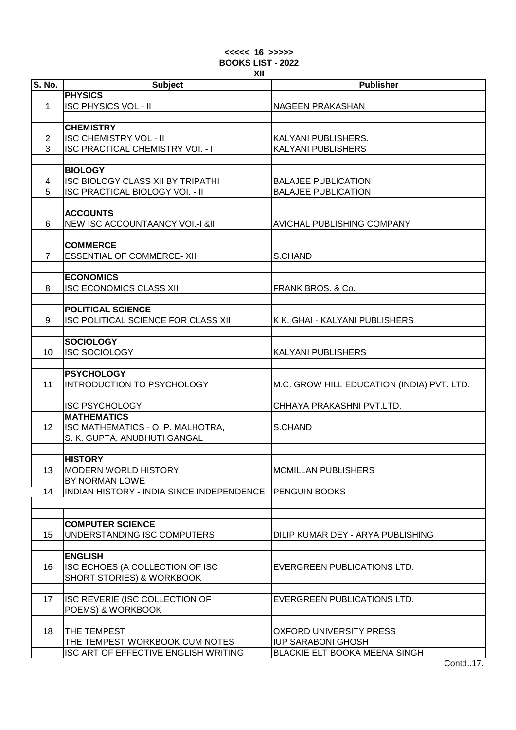**<<<<< 16 >>>>>**

**BOOKS LIST - 2022**

**XII**

| S. No. | Subject | Publisher |
|---|---|---|
| | **PHYSICS** | |
| 1 | ISC PHYSICS VOL - II | NAGEEN PRAKASHAN |
| | **CHEMISTRY** | |
| 2 | ISC CHEMISTRY VOL - II | KALYANI PUBLISHERS. |
| 3 | ISC PRACTICAL CHEMISTRY VOI. - II | KALYANI PUBLISHERS |
| | **BIOLOGY** | |
| 4 | ISC BIOLOGY CLASS XII BY TRIPATHI | BALAJEE PUBLICATION |
| 5 | ISC PRACTICAL BIOLOGY VOI. - II | BALAJEE PUBLICATION |
| | **ACCOUNTS** | |
| 6 | NEW ISC ACCOUNTAANCY VOI.-I &II | AVICHAL PUBLISHING COMPANY |
| | **COMMERCE** | |
| 7 | ESSENTIAL OF COMMERCE- XII | S.CHAND |
| | **ECONOMICS** | |
| 8 | ISC ECONOMICS CLASS XII | FRANK BROS. & Co. |
| | **POLITICAL SCIENCE** | |
| 9 | ISC POLITICAL SCIENCE FOR CLASS XII | K K. GHAI - KALYANI PUBLISHERS |
| | **SOCIOLOGY** | |
| 10 | ISC SOCIOLOGY | KALYANI PUBLISHERS |
| | **PSYCHOLOGY** | |
| 11 | INTRODUCTION TO PSYCHOLOGY | M.C. GROW HILL EDUCATION (INDIA) PVT. LTD. |
| | ISC PSYCHOLOGY | CHHAYA PRAKASHNI PVT.LTD. |
| | **MATHEMATICS** | |
| 12 | ISC MATHEMATICS - O. P. MALHOTRA, S. K. GUPTA, ANUBHUTI GANGAL | S.CHAND |
| | **HISTORY** | |
| 13 | MODERN WORLD HISTORY BY NORMAN LOWE | MCMILLAN PUBLISHERS |
| 14 | INDIAN HISTORY - INDIA SINCE INDEPENDENCE | PENGUIN BOOKS |
| | **COMPUTER SCIENCE** | |
| 15 | UNDERSTANDING ISC COMPUTERS | DILIP KUMAR DEY - ARYA PUBLISHING |
| | **ENGLISH** | |
| 16 | ISC ECHOES (A COLLECTION OF ISC SHORT STORIES) & WORKBOOK | EVERGREEN PUBLICATIONS LTD. |
| 17 | ISC REVERIE (ISC COLLECTION OF POEMS) & WORKBOOK | EVERGREEN PUBLICATIONS LTD. |
| 18 | THE TEMPEST | OXFORD UNIVERSITY PRESS |
| | THE TEMPEST WORKBOOK CUM NOTES | IUP SARABONI GHOSH |
| | ISC ART OF EFFECTIVE ENGLISH WRITING | BLACKIE ELT BOOKA MEENA SINGH |

Contd..17.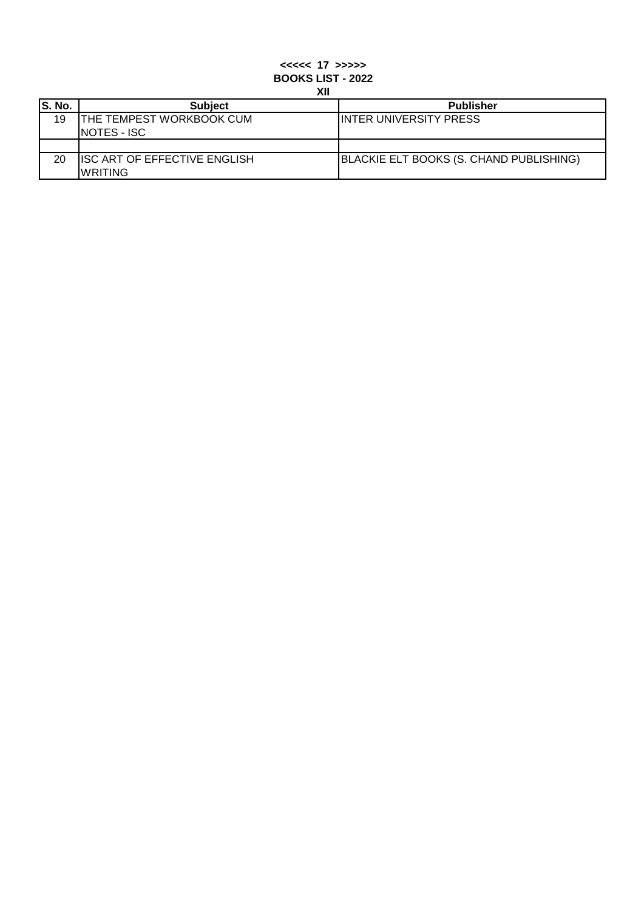**<<<<< 17 >>>>>**

**BOOKS LIST - 2022**

**XII**

| S. No. | Subject | Publisher |
|---|---|---|
| 19 | THE TEMPEST WORKBOOK CUM NOTES - ISC | INTER UNIVERSITY PRESS |
| | | |
| 20 | ISC ART OF EFFECTIVE ENGLISH WRITING | BLACKIE ELT BOOKS (S. CHAND PUBLISHING) |